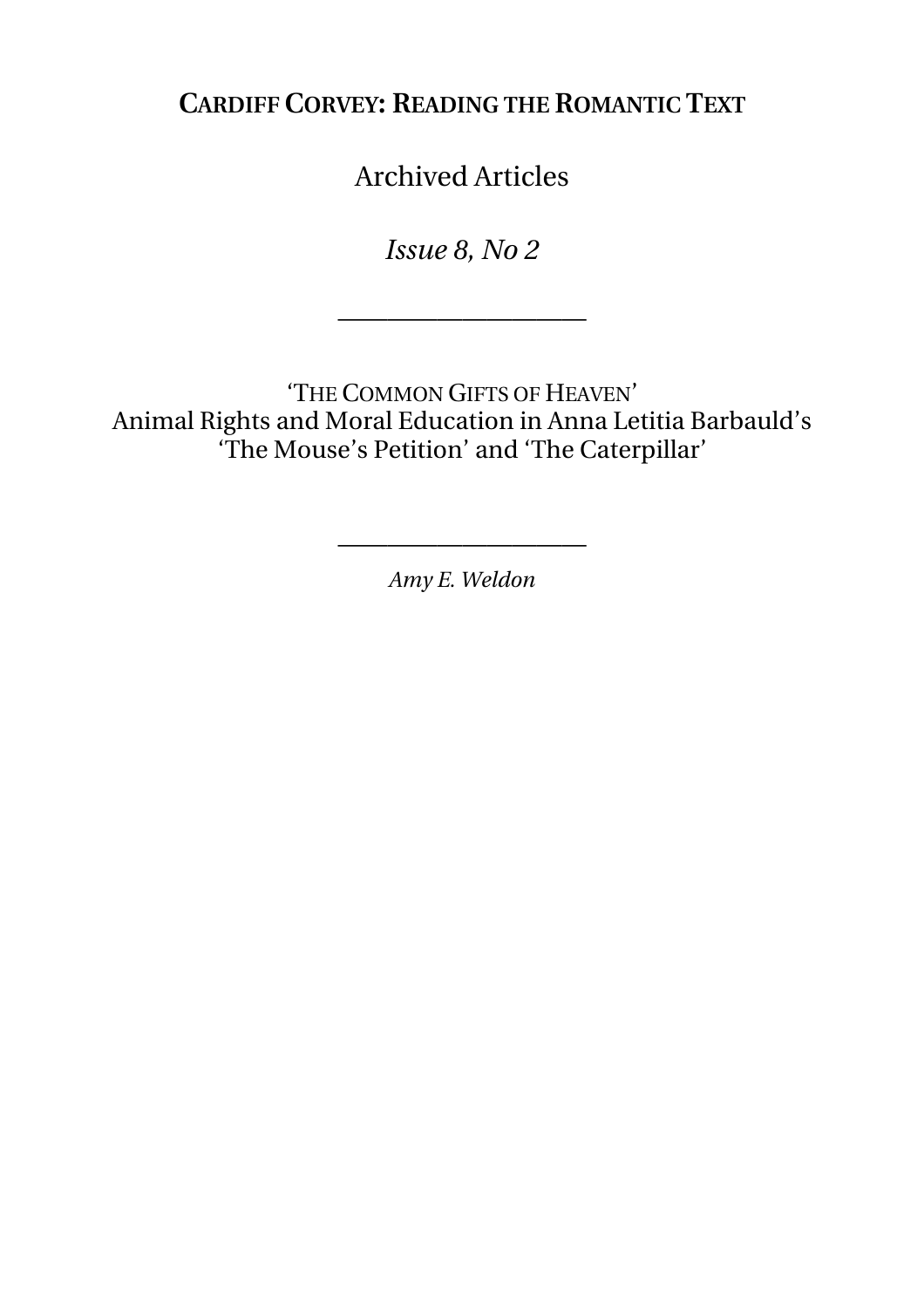**Cardiff Corvey: Reading the Romantic Text**

Archived Articles

*Issue 8, No 2*

---

# 'The Common Gifts of Heaven'
# Animal Rights and Moral Education in Anna Letitia Barbauld's 'The Mouse's Petition' and 'The Caterpillar'

---

*Amy E. Weldon*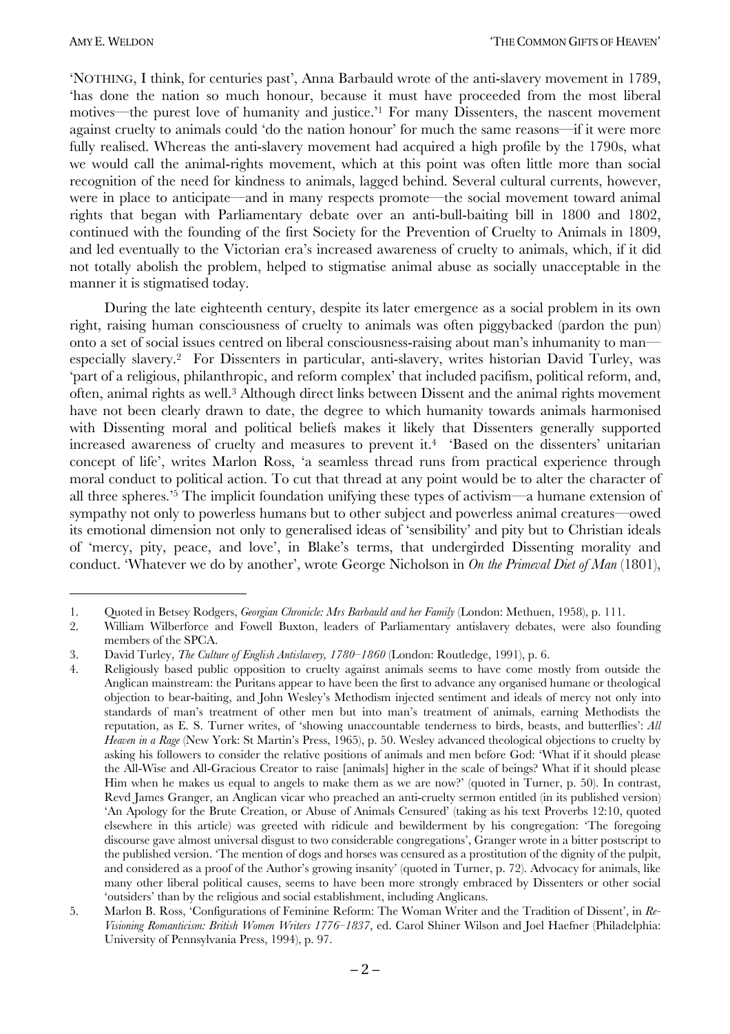'NOTHING, I think, for centuries past', Anna Barbauld wrote of the anti-slavery movement in 1789, 'has done the nation so much honour, because it must have proceeded from the most liberal motives—the purest love of humanity and justice.'[1] For many Dissenters, the nascent movement against cruelty to animals could 'do the nation honour' for much the same reasons—if it were more fully realised. Whereas the anti-slavery movement had acquired a high profile by the 1790s, what we would call the animal-rights movement, which at this point was often little more than social recognition of the need for kindness to animals, lagged behind. Several cultural currents, however, were in place to anticipate—and in many respects promote—the social movement toward animal rights that began with Parliamentary debate over an anti-bull-baiting bill in 1800 and 1802, continued with the founding of the first Society for the Prevention of Cruelty to Animals in 1809, and led eventually to the Victorian era's increased awareness of cruelty to animals, which, if it did not totally abolish the problem, helped to stigmatise animal abuse as socially unacceptable in the manner it is stigmatised today.

During the late eighteenth century, despite its later emergence as a social problem in its own right, raising human consciousness of cruelty to animals was often piggybacked (pardon the pun) onto a set of social issues centred on liberal consciousness-raising about man's inhumanity to man—especially slavery.[2] For Dissenters in particular, anti-slavery, writes historian David Turley, was 'part of a religious, philanthropic, and reform complex' that included pacifism, political reform, and, often, animal rights as well.[3] Although direct links between Dissent and the animal rights movement have not been clearly drawn to date, the degree to which humanity towards animals harmonised with Dissenting moral and political beliefs makes it likely that Dissenters generally supported increased awareness of cruelty and measures to prevent it.[4] 'Based on the dissenters' unitarian concept of life', writes Marlon Ross, 'a seamless thread runs from practical experience through moral conduct to political action. To cut that thread at any point would be to alter the character of all three spheres.'[5] The implicit foundation unifying these types of activism—a humane extension of sympathy not only to powerless humans but to other subject and powerless animal creatures—owed its emotional dimension not only to generalised ideas of 'sensibility' and pity but to Christian ideals of 'mercy, pity, peace, and love', in Blake's terms, that undergirded Dissenting morality and conduct. 'Whatever we do by another', wrote George Nicholson in *On the Primeval Diet of Man* (1801),

---

1. Quoted in Betsey Rodgers, *Georgian Chronicle: Mrs Barbauld and her Family* (London: Methuen, 1958), p. 111.
2. William Wilberforce and Fowell Buxton, leaders of Parliamentary antislavery debates, were also founding members of the SPCA.
3. David Turley, *The Culture of English Antislavery, 1780–1860* (London: Routledge, 1991), p. 6.
4. Religiously based public opposition to cruelty against animals seems to have come mostly from outside the Anglican mainstream: the Puritans appear to have been the first to advance any organised humane or theological objection to bear-baiting, and John Wesley's Methodism injected sentiment and ideals of mercy not only into standards of man's treatment of other men but into man's treatment of animals, earning Methodists the reputation, as E. S. Turner writes, of 'showing unaccountable tenderness to birds, beasts, and butterflies': *All Heaven in a Rage* (New York: St Martin's Press, 1965), p. 50. Wesley advanced theological objections to cruelty by asking his followers to consider the relative positions of animals and men before God: 'What if it should please the All-Wise and All-Gracious Creator to raise [animals] higher in the scale of beings? What if it should please Him when he makes us equal to angels to make them as we are now?' (quoted in Turner, p. 50). In contrast, Revd James Granger, an Anglican vicar who preached an anti-cruelty sermon entitled (in its published version) 'An Apology for the Brute Creation, or Abuse of Animals Censured' (taking as his text Proverbs 12:10, quoted elsewhere in this article) was greeted with ridicule and bewilderment by his congregation: 'The foregoing discourse gave almost universal disgust to two considerable congregations', Granger wrote in a bitter postscript to the published version. 'The mention of dogs and horses was censured as a prostitution of the dignity of the pulpit, and considered as a proof of the Author's growing insanity' (quoted in Turner, p. 72). Advocacy for animals, like many other liberal political causes, seems to have been more strongly embraced by Dissenters or other social 'outsiders' than by the religious and social establishment, including Anglicans.
5. Marlon B. Ross, 'Configurations of Feminine Reform: The Woman Writer and the Tradition of Dissent', in *Re-Visioning Romanticism: British Women Writers 1776–1837*, ed. Carol Shiner Wilson and Joel Haefner (Philadelphia: University of Pennsylvania Press, 1994), p. 97.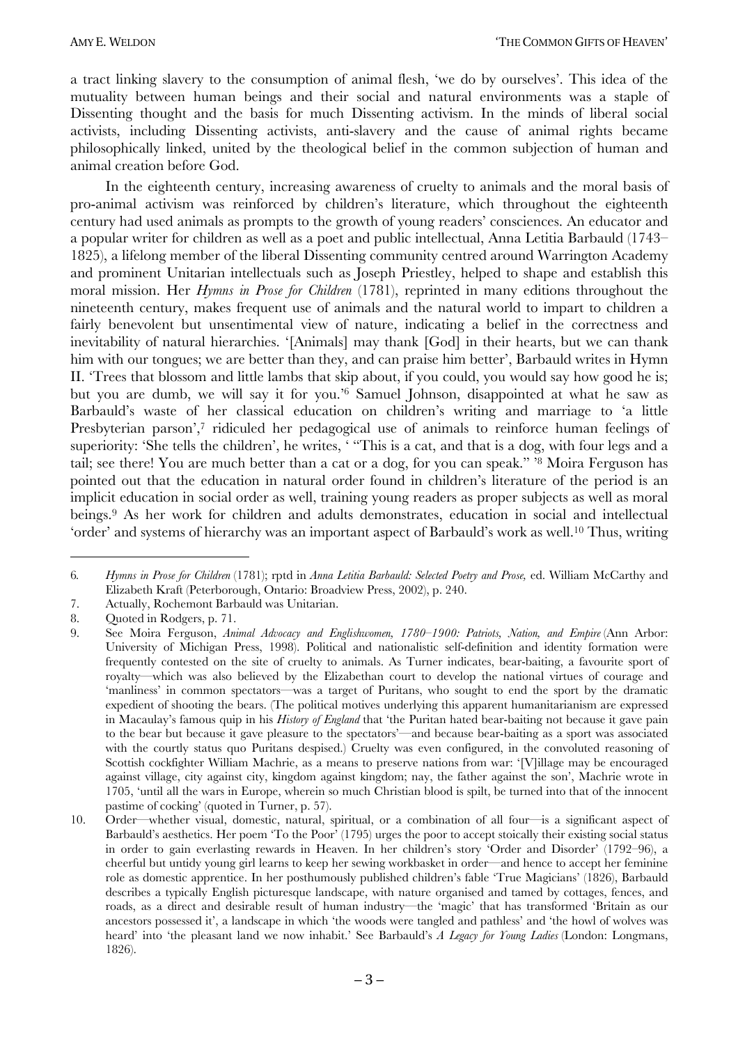a tract linking slavery to the consumption of animal flesh, 'we do by ourselves'. This idea of the mutuality between human beings and their social and natural environments was a staple of Dissenting thought and the basis for much Dissenting activism. In the minds of liberal social activists, including Dissenting activists, anti-slavery and the cause of animal rights became philosophically linked, united by the theological belief in the common subjection of human and animal creation before God.

In the eighteenth century, increasing awareness of cruelty to animals and the moral basis of pro-animal activism was reinforced by children's literature, which throughout the eighteenth century had used animals as prompts to the growth of young readers' consciences. An educator and a popular writer for children as well as a poet and public intellectual, Anna Letitia Barbauld (1743–1825), a lifelong member of the liberal Dissenting community centred around Warrington Academy and prominent Unitarian intellectuals such as Joseph Priestley, helped to shape and establish this moral mission. Her *Hymns in Prose for Children* (1781), reprinted in many editions throughout the nineteenth century, makes frequent use of animals and the natural world to impart to children a fairly benevolent but unsentimental view of nature, indicating a belief in the correctness and inevitability of natural hierarchies. '[Animals] may thank [God] in their hearts, but we can thank him with our tongues; we are better than they, and can praise him better', Barbauld writes in Hymn II. 'Trees that blossom and little lambs that skip about, if you could, you would say how good he is; but you are dumb, we will say it for you.'[6] Samuel Johnson, disappointed at what he saw as Barbauld's waste of her classical education on children's writing and marriage to 'a little Presbyterian parson',[7] ridiculed her pedagogical use of animals to reinforce human feelings of superiority: 'She tells the children', he writes, ' "This is a cat, and that is a dog, with four legs and a tail; see there! You are much better than a cat or a dog, for you can speak." '[8] Moira Ferguson has pointed out that the education in natural order found in children's literature of the period is an implicit education in social order as well, training young readers as proper subjects as well as moral beings.[9] As her work for children and adults demonstrates, education in social and intellectual 'order' and systems of hierarchy was an important aspect of Barbauld's work as well.[10] Thus, writing

---

6. *Hymns in Prose for Children* (1781); rptd in *Anna Letitia Barbauld: Selected Poetry and Prose,* ed. William McCarthy and Elizabeth Kraft (Peterborough, Ontario: Broadview Press, 2002), p. 240.
7. Actually, Rochemont Barbauld was Unitarian.
8. Quoted in Rodgers, p. 71.
9. See Moira Ferguson, *Animal Advocacy and Englishwomen, 1780–1900: Patriots, Nation, and Empire* (Ann Arbor: University of Michigan Press, 1998). Political and nationalistic self-definition and identity formation were frequently contested on the site of cruelty to animals. As Turner indicates, bear-baiting, a favourite sport of royalty—which was also believed by the Elizabethan court to develop the national virtues of courage and 'manliness' in common spectators—was a target of Puritans, who sought to end the sport by the dramatic expedient of shooting the bears. (The political motives underlying this apparent humanitarianism are expressed in Macaulay's famous quip in his *History of England* that 'the Puritan hated bear-baiting not because it gave pain to the bear but because it gave pleasure to the spectators'—and because bear-baiting as a sport was associated with the courtly status quo Puritans despised.) Cruelty was even configured, in the convoluted reasoning of Scottish cockfighter William Machrie, as a means to preserve nations from war: '[V]illage may be encouraged against village, city against city, kingdom against kingdom; nay, the father against the son', Machrie wrote in 1705, 'until all the wars in Europe, wherein so much Christian blood is spilt, be turned into that of the innocent pastime of cocking' (quoted in Turner, p. 57).
10. Order—whether visual, domestic, natural, spiritual, or a combination of all four—is a significant aspect of Barbauld's aesthetics. Her poem 'To the Poor' (1795) urges the poor to accept stoically their existing social status in order to gain everlasting rewards in Heaven. In her children's story 'Order and Disorder' (1792–96), a cheerful but untidy young girl learns to keep her sewing workbasket in order—and hence to accept her feminine role as domestic apprentice. In her posthumously published children's fable 'True Magicians' (1826), Barbauld describes a typically English picturesque landscape, with nature organised and tamed by cottages, fences, and roads, as a direct and desirable result of human industry—the 'magic' that has transformed 'Britain as our ancestors possessed it', a landscape in which 'the woods were tangled and pathless' and 'the howl of wolves was heard' into 'the pleasant land we now inhabit.' See Barbauld's *A Legacy for Young Ladies* (London: Longmans, 1826).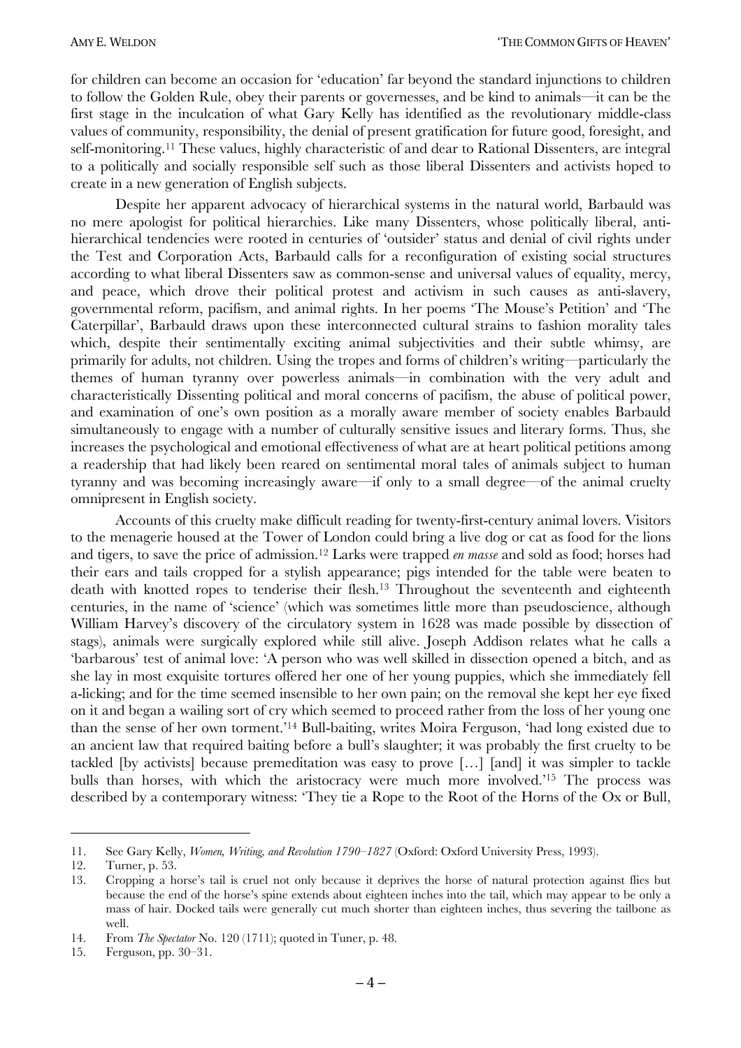for children can become an occasion for 'education' far beyond the standard injunctions to children to follow the Golden Rule, obey their parents or governesses, and be kind to animals—it can be the first stage in the inculcation of what Gary Kelly has identified as the revolutionary middle-class values of community, responsibility, the denial of present gratification for future good, foresight, and self-monitoring.[11] These values, highly characteristic of and dear to Rational Dissenters, are integral to a politically and socially responsible self such as those liberal Dissenters and activists hoped to create in a new generation of English subjects.

Despite her apparent advocacy of hierarchical systems in the natural world, Barbauld was no mere apologist for political hierarchies. Like many Dissenters, whose politically liberal, anti-hierarchical tendencies were rooted in centuries of 'outsider' status and denial of civil rights under the Test and Corporation Acts, Barbauld calls for a reconfiguration of existing social structures according to what liberal Dissenters saw as common-sense and universal values of equality, mercy, and peace, which drove their political protest and activism in such causes as anti-slavery, governmental reform, pacifism, and animal rights. In her poems 'The Mouse's Petition' and 'The Caterpillar', Barbauld draws upon these interconnected cultural strains to fashion morality tales which, despite their sentimentally exciting animal subjectivities and their subtle whimsy, are primarily for adults, not children. Using the tropes and forms of children's writing—particularly the themes of human tyranny over powerless animals—in combination with the very adult and characteristically Dissenting political and moral concerns of pacifism, the abuse of political power, and examination of one's own position as a morally aware member of society enables Barbauld simultaneously to engage with a number of culturally sensitive issues and literary forms. Thus, she increases the psychological and emotional effectiveness of what are at heart political petitions among a readership that had likely been reared on sentimental moral tales of animals subject to human tyranny and was becoming increasingly aware—if only to a small degree—of the animal cruelty omnipresent in English society.

Accounts of this cruelty make difficult reading for twenty-first-century animal lovers. Visitors to the menagerie housed at the Tower of London could bring a live dog or cat as food for the lions and tigers, to save the price of admission.[12] Larks were trapped *en masse* and sold as food; horses had their ears and tails cropped for a stylish appearance; pigs intended for the table were beaten to death with knotted ropes to tenderise their flesh.[13] Throughout the seventeenth and eighteenth centuries, in the name of 'science' (which was sometimes little more than pseudoscience, although William Harvey's discovery of the circulatory system in 1628 was made possible by dissection of stags), animals were surgically explored while still alive. Joseph Addison relates what he calls a 'barbarous' test of animal love: 'A person who was well skilled in dissection opened a bitch, and as she lay in most exquisite tortures offered her one of her young puppies, which she immediately fell a-licking; and for the time seemed insensible to her own pain; on the removal she kept her eye fixed on it and began a wailing sort of cry which seemed to proceed rather from the loss of her young one than the sense of her own torment.'[14] Bull-baiting, writes Moira Ferguson, 'had long existed due to an ancient law that required baiting before a bull's slaughter; it was probably the first cruelty to be tackled [by activists] because premeditation was easy to prove […] [and] it was simpler to tackle bulls than horses, with which the aristocracy were much more involved.'[15] The process was described by a contemporary witness: 'They tie a Rope to the Root of the Horns of the Ox or Bull,

---

11. See Gary Kelly, *Women, Writing, and Revolution 1790–1827* (Oxford: Oxford University Press, 1993).
12. Turner, p. 53.
13. Cropping a horse's tail is cruel not only because it deprives the horse of natural protection against flies but because the end of the horse's spine extends about eighteen inches into the tail, which may appear to be only a mass of hair. Docked tails were generally cut much shorter than eighteen inches, thus severing the tailbone as well.
14. From *The Spectator* No. 120 (1711); quoted in Tuner, p. 48.
15. Ferguson, pp. 30–31.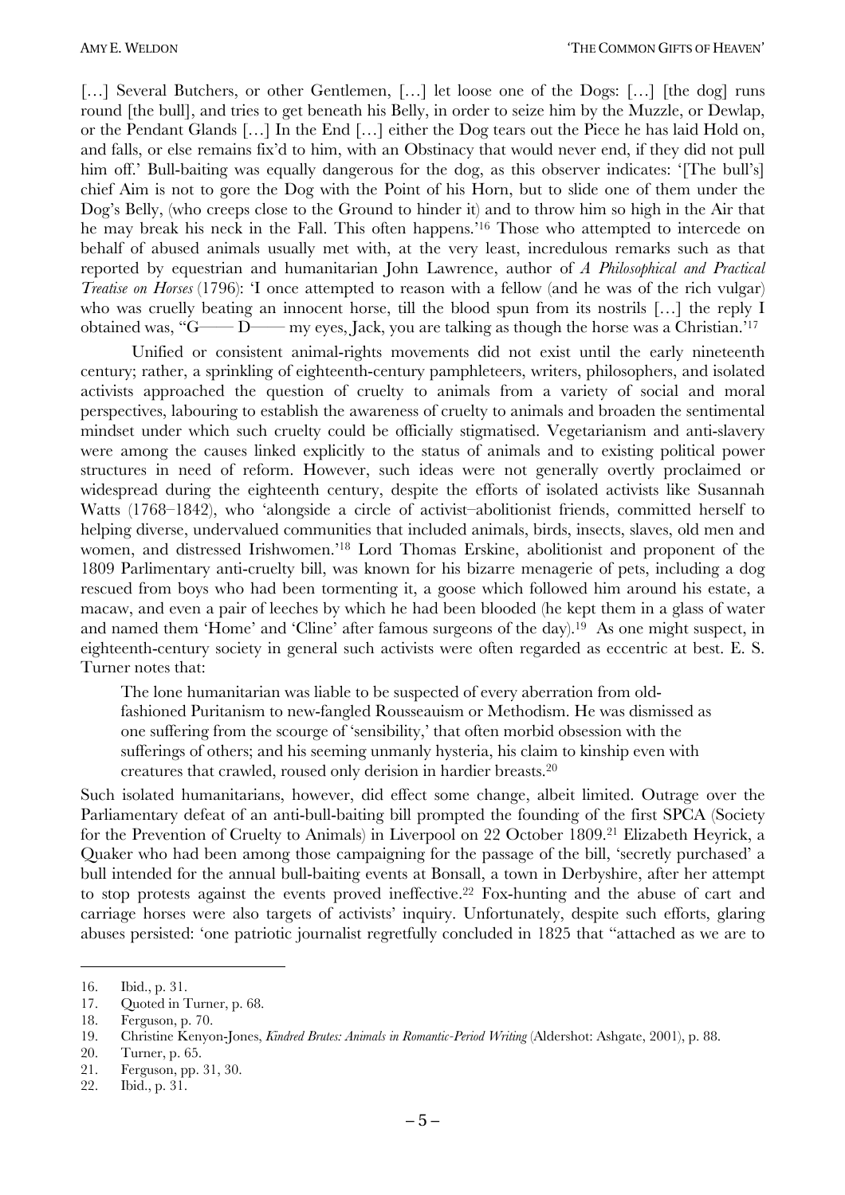[…] Several Butchers, or other Gentlemen, […] let loose one of the Dogs: […] [the dog] runs round [the bull], and tries to get beneath his Belly, in order to seize him by the Muzzle, or Dewlap, or the Pendant Glands […] In the End […] either the Dog tears out the Piece he has laid Hold on, and falls, or else remains fix'd to him, with an Obstinacy that would never end, if they did not pull him off.' Bull-baiting was equally dangerous for the dog, as this observer indicates: '[The bull's] chief Aim is not to gore the Dog with the Point of his Horn, but to slide one of them under the Dog's Belly, (who creeps close to the Ground to hinder it) and to throw him so high in the Air that he may break his neck in the Fall. This often happens.'[16] Those who attempted to intercede on behalf of abused animals usually met with, at the very least, incredulous remarks such as that reported by equestrian and humanitarian John Lawrence, author of *A Philosophical and Practical Treatise on Horses* (1796): 'I once attempted to reason with a fellow (and he was of the rich vulgar) who was cruelly beating an innocent horse, till the blood spun from its nostrils […] the reply I obtained was, "G—— D—— my eyes, Jack, you are talking as though the horse was a Christian.'[17]

Unified or consistent animal-rights movements did not exist until the early nineteenth century; rather, a sprinkling of eighteenth-century pamphleteers, writers, philosophers, and isolated activists approached the question of cruelty to animals from a variety of social and moral perspectives, labouring to establish the awareness of cruelty to animals and broaden the sentimental mindset under which such cruelty could be officially stigmatised. Vegetarianism and anti-slavery were among the causes linked explicitly to the status of animals and to existing political power structures in need of reform. However, such ideas were not generally overtly proclaimed or widespread during the eighteenth century, despite the efforts of isolated activists like Susannah Watts (1768–1842), who 'alongside a circle of activist–abolitionist friends, committed herself to helping diverse, undervalued communities that included animals, birds, insects, slaves, old men and women, and distressed Irishwomen.'[18] Lord Thomas Erskine, abolitionist and proponent of the 1809 Parlimentary anti-cruelty bill, was known for his bizarre menagerie of pets, including a dog rescued from boys who had been tormenting it, a goose which followed him around his estate, a macaw, and even a pair of leeches by which he had been blooded (he kept them in a glass of water and named them 'Home' and 'Cline' after famous surgeons of the day).[19] As one might suspect, in eighteenth-century society in general such activists were often regarded as eccentric at best. E. S. Turner notes that:

> The lone humanitarian was liable to be suspected of every aberration from old-fashioned Puritanism to new-fangled Rousseauism or Methodism. He was dismissed as one suffering from the scourge of 'sensibility,' that often morbid obsession with the sufferings of others; and his seeming unmanly hysteria, his claim to kinship even with creatures that crawled, roused only derision in hardier breasts.[20]

Such isolated humanitarians, however, did effect some change, albeit limited. Outrage over the Parliamentary defeat of an anti-bull-baiting bill prompted the founding of the first SPCA (Society for the Prevention of Cruelty to Animals) in Liverpool on 22 October 1809.[21] Elizabeth Heyrick, a Quaker who had been among those campaigning for the passage of the bill, 'secretly purchased' a bull intended for the annual bull-baiting events at Bonsall, a town in Derbyshire, after her attempt to stop protests against the events proved ineffective.[22] Fox-hunting and the abuse of cart and carriage horses were also targets of activists' inquiry. Unfortunately, despite such efforts, glaring abuses persisted: 'one patriotic journalist regretfully concluded in 1825 that "attached as we are to

---

16. Ibid., p. 31.
17. Quoted in Turner, p. 68.
18. Ferguson, p. 70.
19. Christine Kenyon-Jones, *Kindred Brutes: Animals in Romantic-Period Writing* (Aldershot: Ashgate, 2001), p. 88.
20. Turner, p. 65.
21. Ferguson, pp. 31, 30.
22. Ibid., p. 31.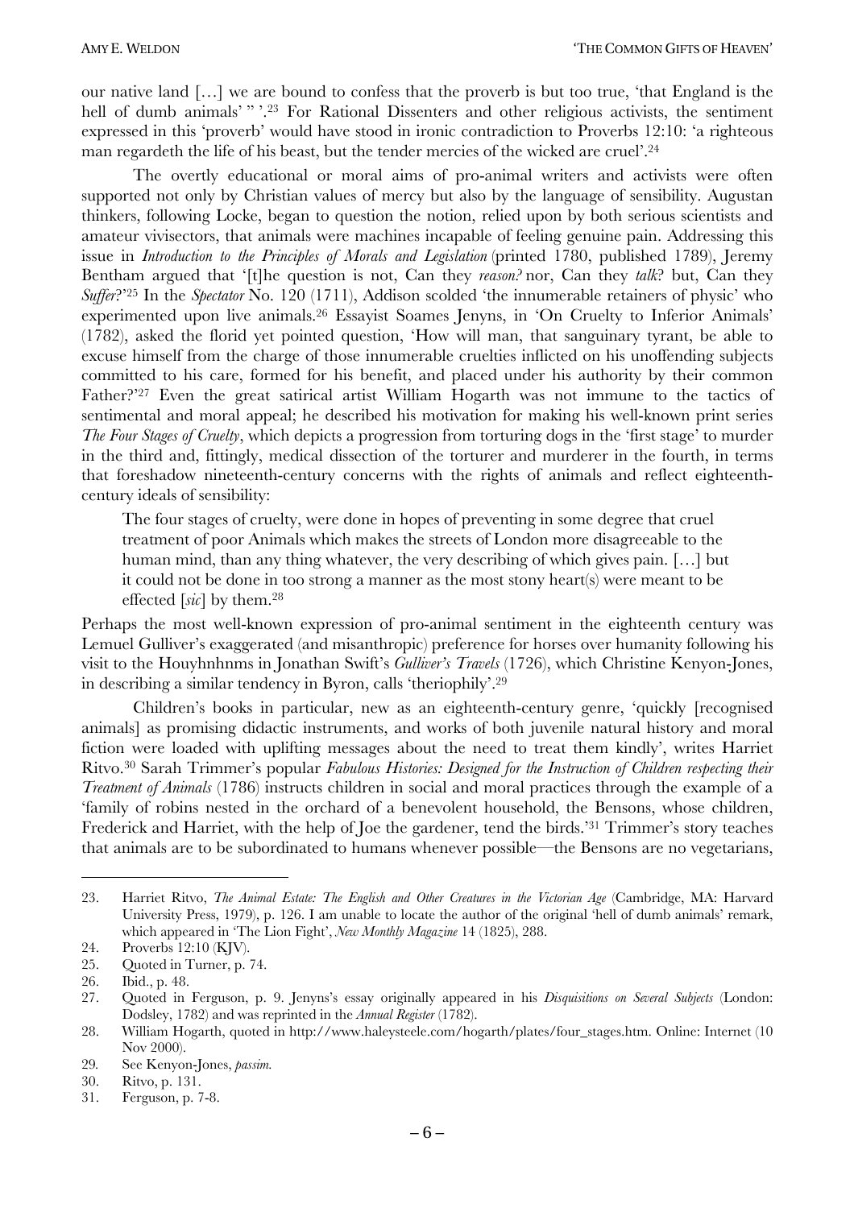our native land […] we are bound to confess that the proverb is but too true, 'that England is the hell of dumb animals' " '.[23] For Rational Dissenters and other religious activists, the sentiment expressed in this 'proverb' would have stood in ironic contradiction to Proverbs 12:10: 'a righteous man regardeth the life of his beast, but the tender mercies of the wicked are cruel'.[24]

The overtly educational or moral aims of pro-animal writers and activists were often supported not only by Christian values of mercy but also by the language of sensibility. Augustan thinkers, following Locke, began to question the notion, relied upon by both serious scientists and amateur vivisectors, that animals were machines incapable of feeling genuine pain. Addressing this issue in *Introduction to the Principles of Morals and Legislation* (printed 1780, published 1789), Jeremy Bentham argued that '[t]he question is not, Can they *reason?* nor, Can they *talk*? but, Can they *Suffer*?'[25] In the *Spectator* No. 120 (1711), Addison scolded 'the innumerable retainers of physic' who experimented upon live animals.[26] Essayist Soames Jenyns, in 'On Cruelty to Inferior Animals' (1782), asked the florid yet pointed question, 'How will man, that sanguinary tyrant, be able to excuse himself from the charge of those innumerable cruelties inflicted on his unoffending subjects committed to his care, formed for his benefit, and placed under his authority by their common Father?'[27] Even the great satirical artist William Hogarth was not immune to the tactics of sentimental and moral appeal; he described his motivation for making his well-known print series *The Four Stages of Cruelty*, which depicts a progression from torturing dogs in the 'first stage' to murder in the third and, fittingly, medical dissection of the torturer and murderer in the fourth, in terms that foreshadow nineteenth-century concerns with the rights of animals and reflect eighteenth-century ideals of sensibility:

> The four stages of cruelty, were done in hopes of preventing in some degree that cruel treatment of poor Animals which makes the streets of London more disagreeable to the human mind, than any thing whatever, the very describing of which gives pain. […] but it could not be done in too strong a manner as the most stony heart(s) were meant to be effected [*sic*] by them.[28]

Perhaps the most well-known expression of pro-animal sentiment in the eighteenth century was Lemuel Gulliver's exaggerated (and misanthropic) preference for horses over humanity following his visit to the Houyhnhnms in Jonathan Swift's *Gulliver's Travels* (1726), which Christine Kenyon-Jones, in describing a similar tendency in Byron, calls 'theriophily'.[29]

Children's books in particular, new as an eighteenth-century genre, 'quickly [recognised animals] as promising didactic instruments, and works of both juvenile natural history and moral fiction were loaded with uplifting messages about the need to treat them kindly', writes Harriet Ritvo.[30] Sarah Trimmer's popular *Fabulous Histories: Designed for the Instruction of Children respecting their Treatment of Animals* (1786) instructs children in social and moral practices through the example of a 'family of robins nested in the orchard of a benevolent household, the Bensons, whose children, Frederick and Harriet, with the help of Joe the gardener, tend the birds.'[31] Trimmer's story teaches that animals are to be subordinated to humans whenever possible—the Bensons are no vegetarians,

---

23. Harriet Ritvo, *The Animal Estate: The English and Other Creatures in the Victorian Age* (Cambridge, MA: Harvard University Press, 1979), p. 126. I am unable to locate the author of the original 'hell of dumb animals' remark, which appeared in 'The Lion Fight', *New Monthly Magazine* 14 (1825), 288.
24. Proverbs 12:10 (KJV).
25. Quoted in Turner, p. 74.
26. Ibid., p. 48.
27. Quoted in Ferguson, p. 9. Jenyns's essay originally appeared in his *Disquisitions on Several Subjects* (London: Dodsley, 1782) and was reprinted in the *Annual Register* (1782).
28. William Hogarth, quoted in http://www.haleysteele.com/hogarth/plates/four_stages.htm. Online: Internet (10 Nov 2000).
29. See Kenyon-Jones, *passim.*
30. Ritvo, p. 131.
31. Ferguson, p. 7-8.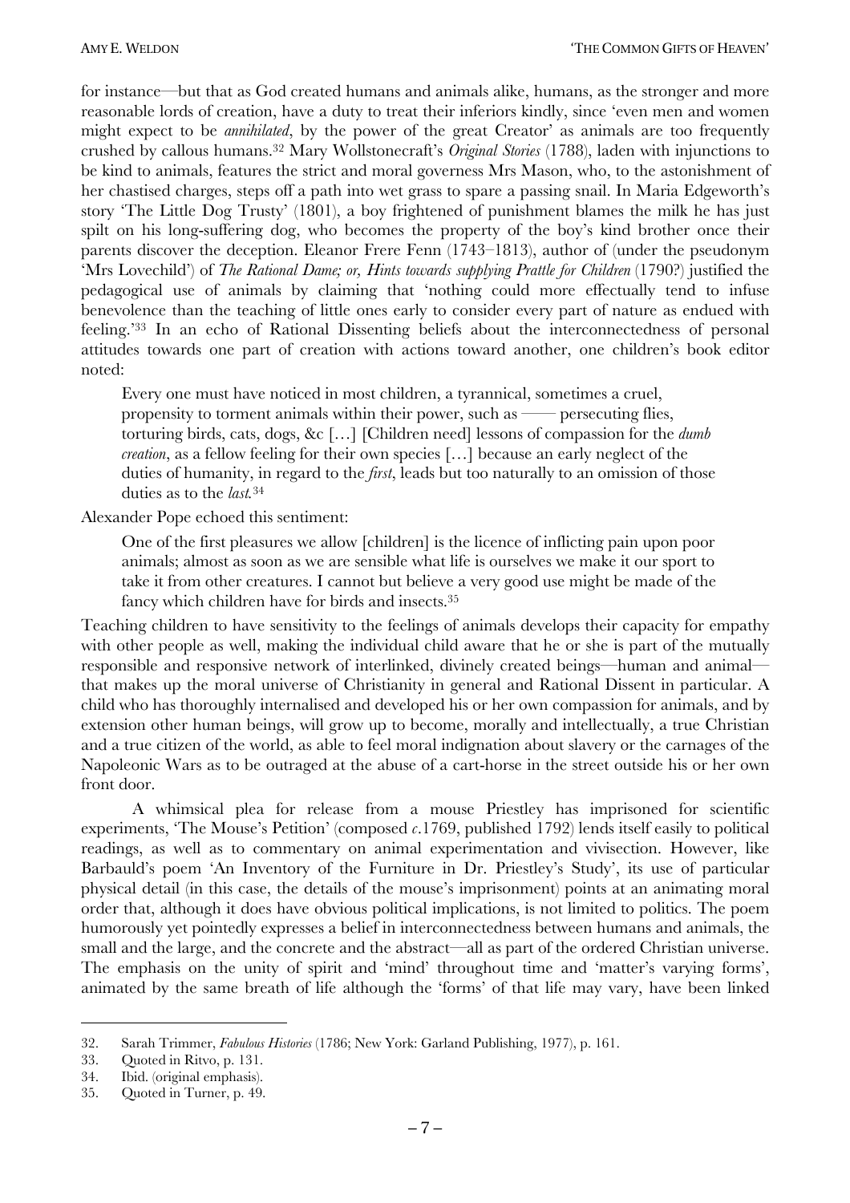for instance—but that as God created humans and animals alike, humans, as the stronger and more reasonable lords of creation, have a duty to treat their inferiors kindly, since 'even men and women might expect to be *annihilated*, by the power of the great Creator' as animals are too frequently crushed by callous humans.[32] Mary Wollstonecraft's *Original Stories* (1788), laden with injunctions to be kind to animals, features the strict and moral governess Mrs Mason, who, to the astonishment of her chastised charges, steps off a path into wet grass to spare a passing snail. In Maria Edgeworth's story 'The Little Dog Trusty' (1801), a boy frightened of punishment blames the milk he has just spilt on his long-suffering dog, who becomes the property of the boy's kind brother once their parents discover the deception. Eleanor Frere Fenn (1743–1813), author of (under the pseudonym 'Mrs Lovechild') of *The Rational Dame; or, Hints towards supplying Prattle for Children* (1790?) justified the pedagogical use of animals by claiming that 'nothing could more effectually tend to infuse benevolence than the teaching of little ones early to consider every part of nature as endued with feeling.'[33] In an echo of Rational Dissenting beliefs about the interconnectedness of personal attitudes towards one part of creation with actions toward another, one children's book editor noted:

> Every one must have noticed in most children, a tyrannical, sometimes a cruel, propensity to torment animals within their power, such as —— persecuting flies, torturing birds, cats, dogs, &c […] [Children need] lessons of compassion for the *dumb creation*, as a fellow feeling for their own species […] because an early neglect of the duties of humanity, in regard to the *first*, leads but too naturally to an omission of those duties as to the *last*.[34]

Alexander Pope echoed this sentiment:

> One of the first pleasures we allow [children] is the licence of inflicting pain upon poor animals; almost as soon as we are sensible what life is ourselves we make it our sport to take it from other creatures. I cannot but believe a very good use might be made of the fancy which children have for birds and insects.[35]

Teaching children to have sensitivity to the feelings of animals develops their capacity for empathy with other people as well, making the individual child aware that he or she is part of the mutually responsible and responsive network of interlinked, divinely created beings—human and animal—that makes up the moral universe of Christianity in general and Rational Dissent in particular. A child who has thoroughly internalised and developed his or her own compassion for animals, and by extension other human beings, will grow up to become, morally and intellectually, a true Christian and a true citizen of the world, as able to feel moral indignation about slavery or the carnages of the Napoleonic Wars as to be outraged at the abuse of a cart-horse in the street outside his or her own front door.

A whimsical plea for release from a mouse Priestley has imprisoned for scientific experiments, 'The Mouse's Petition' (composed *c.*1769, published 1792) lends itself easily to political readings, as well as to commentary on animal experimentation and vivisection. However, like Barbauld's poem 'An Inventory of the Furniture in Dr. Priestley's Study', its use of particular physical detail (in this case, the details of the mouse's imprisonment) points at an animating moral order that, although it does have obvious political implications, is not limited to politics. The poem humorously yet pointedly expresses a belief in interconnectedness between humans and animals, the small and the large, and the concrete and the abstract—all as part of the ordered Christian universe. The emphasis on the unity of spirit and 'mind' throughout time and 'matter's varying forms', animated by the same breath of life although the 'forms' of that life may vary, have been linked

---

32. Sarah Trimmer, *Fabulous Histories* (1786; New York: Garland Publishing, 1977), p. 161.
33. Quoted in Ritvo, p. 131.
34. Ibid. (original emphasis).
35. Quoted in Turner, p. 49.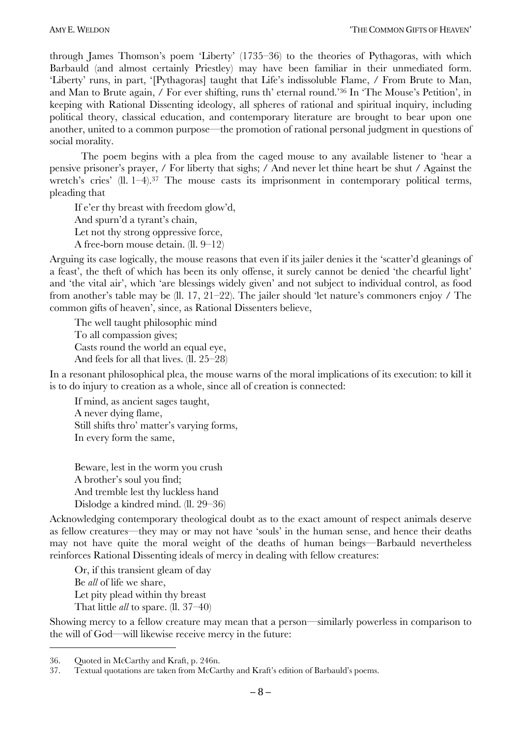through James Thomson's poem 'Liberty' (1735–36) to the theories of Pythagoras, with which Barbauld (and almost certainly Priestley) may have been familiar in their unmediated form. 'Liberty' runs, in part, '[Pythagoras] taught that Life's indissoluble Flame, / From Brute to Man, and Man to Brute again, / For ever shifting, runs th' eternal round.'[36] In 'The Mouse's Petition', in keeping with Rational Dissenting ideology, all spheres of rational and spiritual inquiry, including political theory, classical education, and contemporary literature are brought to bear upon one another, united to a common purpose—the promotion of rational personal judgment in questions of social morality.

The poem begins with a plea from the caged mouse to any available listener to 'hear a pensive prisoner's prayer, / For liberty that sighs; / And never let thine heart be shut / Against the wretch's cries' (ll. 1–4).[37] The mouse casts its imprisonment in contemporary political terms, pleading that

> If e'er thy breast with freedom glow'd,
> And spurn'd a tyrant's chain,
> Let not thy strong oppressive force,
> A free-born mouse detain. (ll. 9–12)

Arguing its case logically, the mouse reasons that even if its jailer denies it the 'scatter'd gleanings of a feast', the theft of which has been its only offense, it surely cannot be denied 'the chearful light' and 'the vital air', which 'are blessings widely given' and not subject to individual control, as food from another's table may be (ll. 17, 21–22). The jailer should 'let nature's commoners enjoy / The common gifts of heaven', since, as Rational Dissenters believe,

> The well taught philosophic mind
> To all compassion gives;
> Casts round the world an equal eye,
> And feels for all that lives. (ll. 25–28)

In a resonant philosophical plea, the mouse warns of the moral implications of its execution: to kill it is to do injury to creation as a whole, since all of creation is connected:

> If mind, as ancient sages taught,
> A never dying flame,
> Still shifts thro' matter's varying forms,
> In every form the same,
>
> Beware, lest in the worm you crush
> A brother's soul you find;
> And tremble lest thy luckless hand
> Dislodge a kindred mind. (ll. 29–36)

Acknowledging contemporary theological doubt as to the exact amount of respect animals deserve as fellow creatures—they may or may not have 'souls' in the human sense, and hence their deaths may not have quite the moral weight of the deaths of human beings—Barbauld nevertheless reinforces Rational Dissenting ideals of mercy in dealing with fellow creatures:

> Or, if this transient gleam of day
> Be *all* of life we share,
> Let pity plead within thy breast
> That little *all* to spare. (ll. 37–40)

Showing mercy to a fellow creature may mean that a person—similarly powerless in comparison to the will of God—will likewise receive mercy in the future:

---

36. Quoted in McCarthy and Kraft, p. 246n.
37. Textual quotations are taken from McCarthy and Kraft's edition of Barbauld's poems.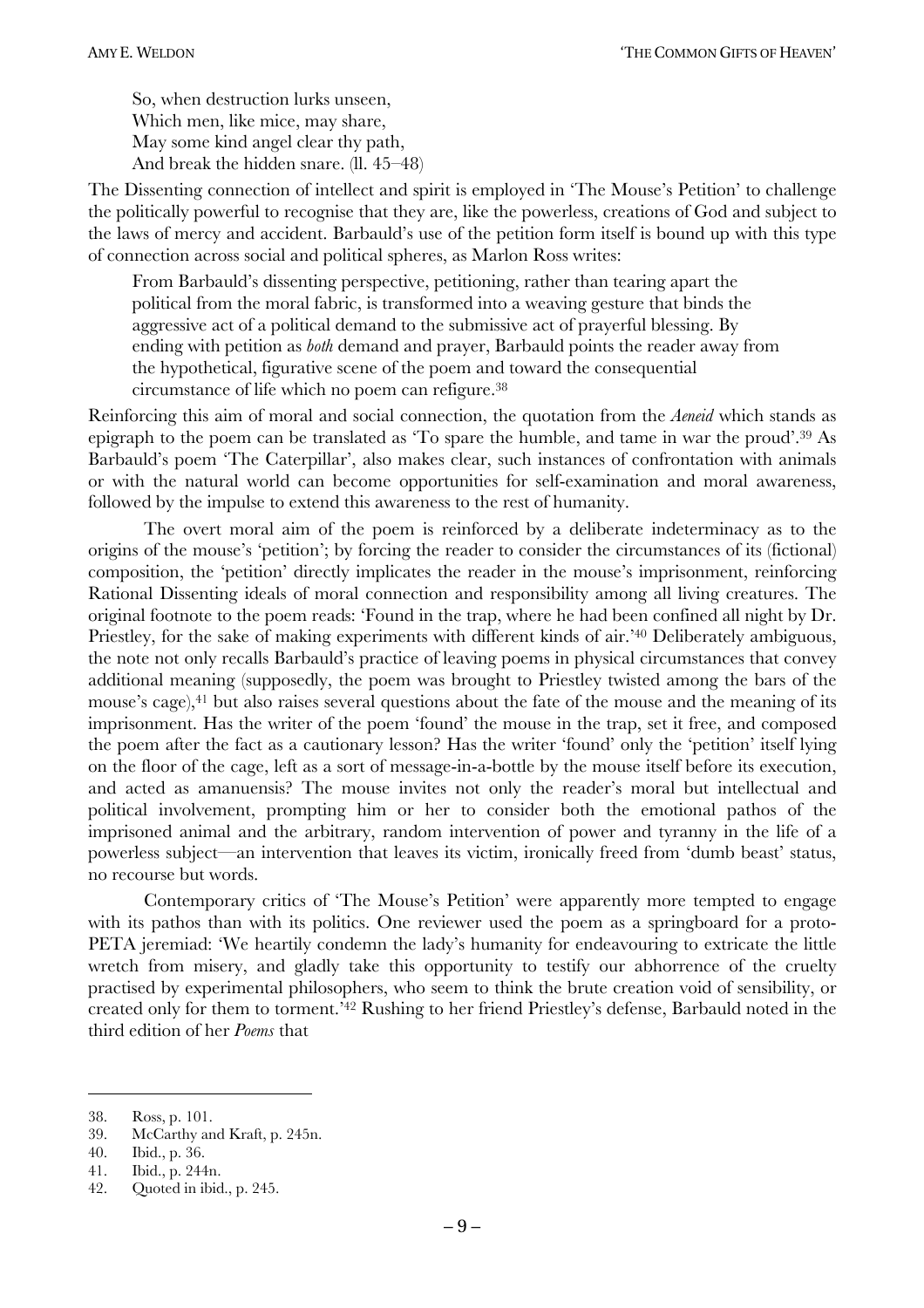So, when destruction lurks unseen,  
Which men, like mice, may share,  
May some kind angel clear thy path,  
And break the hidden snare. (ll. 45–48)

The Dissenting connection of intellect and spirit is employed in 'The Mouse's Petition' to challenge the politically powerful to recognise that they are, like the powerless, creations of God and subject to the laws of mercy and accident. Barbauld's use of the petition form itself is bound up with this type of connection across social and political spheres, as Marlon Ross writes:

> From Barbauld's dissenting perspective, petitioning, rather than tearing apart the political from the moral fabric, is transformed into a weaving gesture that binds the aggressive act of a political demand to the submissive act of prayerful blessing. By ending with petition as *both* demand and prayer, Barbauld points the reader away from the hypothetical, figurative scene of the poem and toward the consequential circumstance of life which no poem can refigure.[38]

Reinforcing this aim of moral and social connection, the quotation from the *Aeneid* which stands as epigraph to the poem can be translated as 'To spare the humble, and tame in war the proud'.[39] As Barbauld's poem 'The Caterpillar', also makes clear, such instances of confrontation with animals or with the natural world can become opportunities for self-examination and moral awareness, followed by the impulse to extend this awareness to the rest of humanity.

The overt moral aim of the poem is reinforced by a deliberate indeterminacy as to the origins of the mouse's 'petition'; by forcing the reader to consider the circumstances of its (fictional) composition, the 'petition' directly implicates the reader in the mouse's imprisonment, reinforcing Rational Dissenting ideals of moral connection and responsibility among all living creatures. The original footnote to the poem reads: 'Found in the trap, where he had been confined all night by Dr. Priestley, for the sake of making experiments with different kinds of air.'[40] Deliberately ambiguous, the note not only recalls Barbauld's practice of leaving poems in physical circumstances that convey additional meaning (supposedly, the poem was brought to Priestley twisted among the bars of the mouse's cage),[41] but also raises several questions about the fate of the mouse and the meaning of its imprisonment. Has the writer of the poem 'found' the mouse in the trap, set it free, and composed the poem after the fact as a cautionary lesson? Has the writer 'found' only the 'petition' itself lying on the floor of the cage, left as a sort of message-in-a-bottle by the mouse itself before its execution, and acted as amanuensis? The mouse invites not only the reader's moral but intellectual and political involvement, prompting him or her to consider both the emotional pathos of the imprisoned animal and the arbitrary, random intervention of power and tyranny in the life of a powerless subject—an intervention that leaves its victim, ironically freed from 'dumb beast' status, no recourse but words.

Contemporary critics of 'The Mouse's Petition' were apparently more tempted to engage with its pathos than with its politics. One reviewer used the poem as a springboard for a proto-PETA jeremiad: 'We heartily condemn the lady's humanity for endeavouring to extricate the little wretch from misery, and gladly take this opportunity to testify our abhorrence of the cruelty practised by experimental philosophers, who seem to think the brute creation void of sensibility, or created only for them to torment.'[42] Rushing to her friend Priestley's defense, Barbauld noted in the third edition of her *Poems* that

---

38. Ross, p. 101.
39. McCarthy and Kraft, p. 245n.
40. Ibid., p. 36.
41. Ibid., p. 244n.
42. Quoted in ibid., p. 245.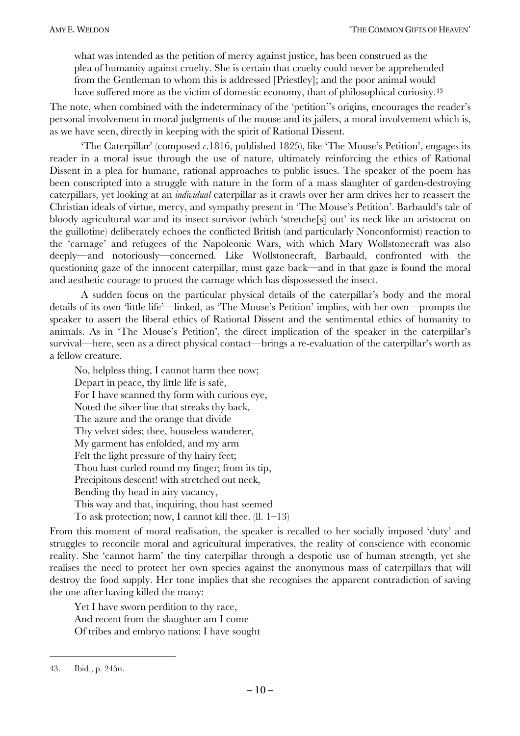> what was intended as the petition of mercy against justice, has been construed as the plea of humanity against cruelty. She is certain that cruelty could never be apprehended from the Gentleman to whom this is addressed [Priestley]; and the poor animal would have suffered more as the victim of domestic economy, than of philosophical curiosity.[43]

The note, when combined with the indeterminacy of the 'petition''s origins, encourages the reader's personal involvement in moral judgments of the mouse and its jailers, a moral involvement which is, as we have seen, directly in keeping with the spirit of Rational Dissent.

'The Caterpillar' (composed *c.*1816, published 1825), like 'The Mouse's Petition', engages its reader in a moral issue through the use of nature, ultimately reinforcing the ethics of Rational Dissent in a plea for humane, rational approaches to public issues. The speaker of the poem has been conscripted into a struggle with nature in the form of a mass slaughter of garden-destroying caterpillars, yet looking at an *individual* caterpillar as it crawls over her arm drives her to reassert the Christian ideals of virtue, mercy, and sympathy present in 'The Mouse's Petition'. Barbauld's tale of bloody agricultural war and its insect survivor (which 'stretche[s] out' its neck like an aristocrat on the guillotine) deliberately echoes the conflicted British (and particularly Nonconformist) reaction to the 'carnage' and refugees of the Napoleonic Wars, with which Mary Wollstonecraft was also deeply—and notoriously—concerned. Like Wollstonecraft, Barbauld, confronted with the questioning gaze of the innocent caterpillar, must gaze back—and in that gaze is found the moral and aesthetic courage to protest the carnage which has dispossessed the insect.

A sudden focus on the particular physical details of the caterpillar's body and the moral details of its own 'little life'—linked, as 'The Mouse's Petition' implies, with her own—prompts the speaker to assert the liberal ethics of Rational Dissent and the sentimental ethics of humanity to animals. As in 'The Mouse's Petition', the direct implication of the speaker in the caterpillar's survival—here, seen as a direct physical contact—brings a re-evaluation of the caterpillar's worth as a fellow creature.

> No, helpless thing, I cannot harm thee now;  
> Depart in peace, thy little life is safe,  
> For I have scanned thy form with curious eye,  
> Noted the silver line that streaks thy back,  
> The azure and the orange that divide  
> Thy velvet sides; thee, houseless wanderer,  
> My garment has enfolded, and my arm  
> Felt the light pressure of thy hairy feet;  
> Thou hast curled round my finger; from its tip,  
> Precipitous descent! with stretched out neck,  
> Bending thy head in airy vacancy,  
> This way and that, inquiring, thou hast seemed  
> To ask protection; now, I cannot kill thee. (ll. 1–13)

From this moment of moral realisation, the speaker is recalled to her socially imposed 'duty' and struggles to reconcile moral and agricultural imperatives, the reality of conscience with economic reality. She 'cannot harm' the tiny caterpillar through a despotic use of human strength, yet she realises the need to protect her own species against the anonymous mass of caterpillars that will destroy the food supply. Her tone implies that she recognises the apparent contradiction of saving the one after having killed the many:

> Yet I have sworn perdition to thy race,  
> And recent from the slaughter am I come  
> Of tribes and embryo nations: I have sought

---

43. Ibid., p. 245n.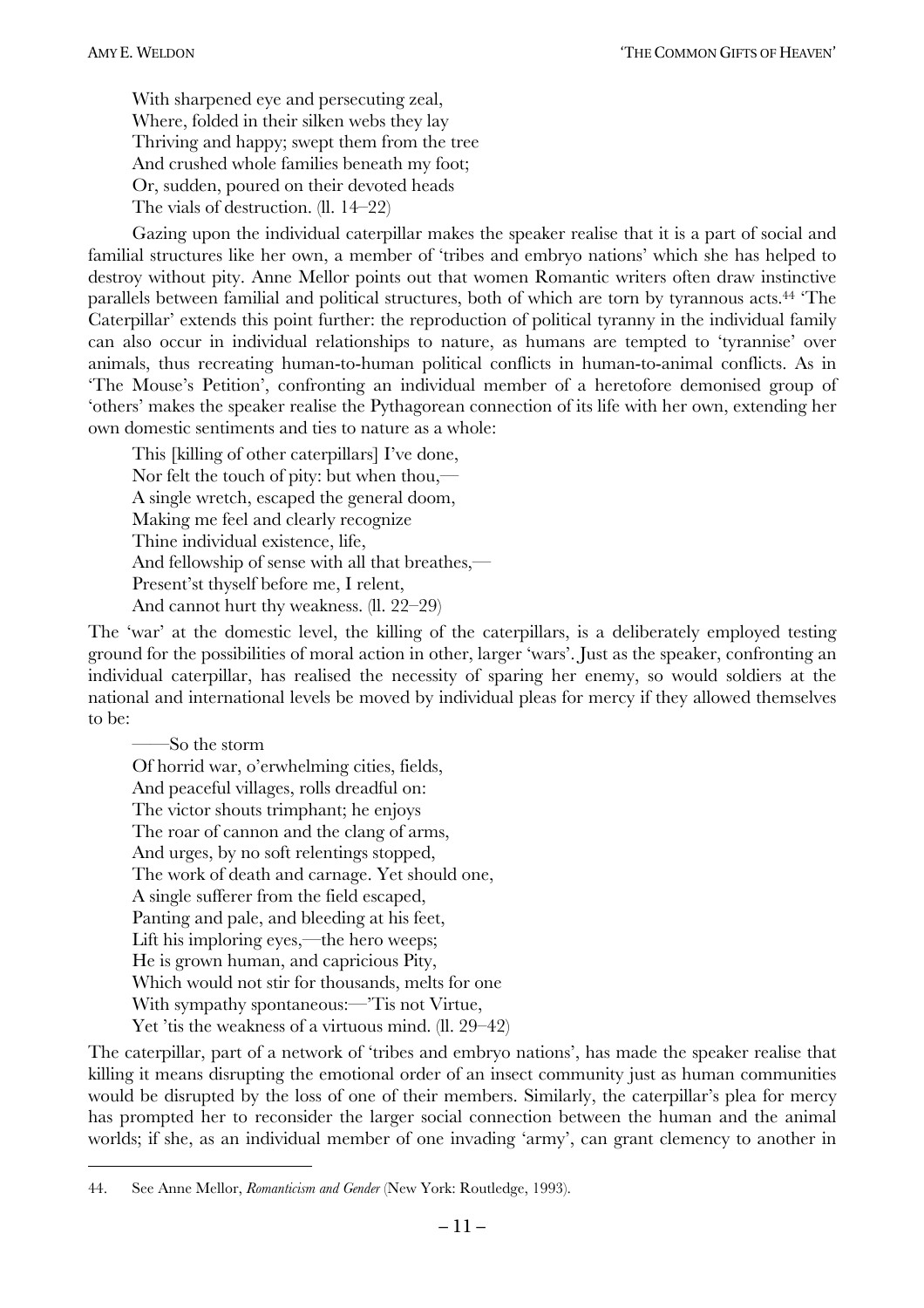With sharpened eye and persecuting zeal,  
Where, folded in their silken webs they lay  
Thriving and happy; swept them from the tree  
And crushed whole families beneath my foot;  
Or, sudden, poured on their devoted heads  
The vials of destruction. (ll. 14–22)

Gazing upon the individual caterpillar makes the speaker realise that it is a part of social and familial structures like her own, a member of 'tribes and embryo nations' which she has helped to destroy without pity. Anne Mellor points out that women Romantic writers often draw instinctive parallels between familial and political structures, both of which are torn by tyrannous acts.[44] 'The Caterpillar' extends this point further: the reproduction of political tyranny in the individual family can also occur in individual relationships to nature, as humans are tempted to 'tyrannise' over animals, thus recreating human-to-human political conflicts in human-to-animal conflicts. As in 'The Mouse's Petition', confronting an individual member of a heretofore demonised group of 'others' makes the speaker realise the Pythagorean connection of its life with her own, extending her own domestic sentiments and ties to nature as a whole:

This [killing of other caterpillars] I've done,  
Nor felt the touch of pity: but when thou,—  
A single wretch, escaped the general doom,  
Making me feel and clearly recognize  
Thine individual existence, life,  
And fellowship of sense with all that breathes,—  
Present'st thyself before me, I relent,  
And cannot hurt thy weakness. (ll. 22–29)

The 'war' at the domestic level, the killing of the caterpillars, is a deliberately employed testing ground for the possibilities of moral action in other, larger 'wars'. Just as the speaker, confronting an individual caterpillar, has realised the necessity of sparing her enemy, so would soldiers at the national and international levels be moved by individual pleas for mercy if they allowed themselves to be:

——So the storm  
Of horrid war, o'erwhelming cities, fields,  
And peaceful villages, rolls dreadful on:  
The victor shouts trimphant; he enjoys  
The roar of cannon and the clang of arms,  
And urges, by no soft relentings stopped,  
The work of death and carnage. Yet should one,  
A single sufferer from the field escaped,  
Panting and pale, and bleeding at his feet,  
Lift his imploring eyes,—the hero weeps;  
He is grown human, and capricious Pity,  
Which would not stir for thousands, melts for one  
With sympathy spontaneous:—'Tis not Virtue,  
Yet 'tis the weakness of a virtuous mind. (ll. 29–42)

The caterpillar, part of a network of 'tribes and embryo nations', has made the speaker realise that killing it means disrupting the emotional order of an insect community just as human communities would be disrupted by the loss of one of their members. Similarly, the caterpillar's plea for mercy has prompted her to reconsider the larger social connection between the human and the animal worlds; if she, as an individual member of one invading 'army', can grant clemency to another in

---

44. See Anne Mellor, *Romanticism and Gender* (New York: Routledge, 1993).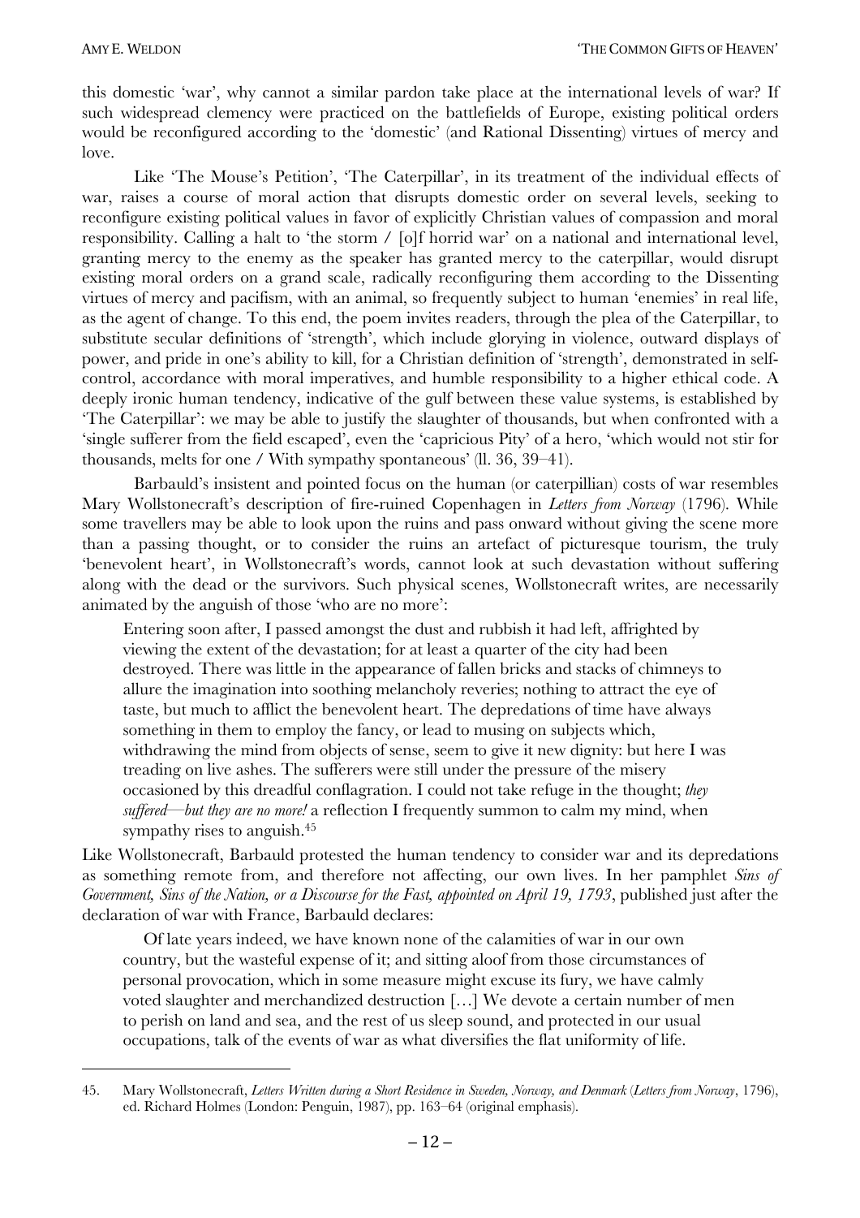this domestic 'war', why cannot a similar pardon take place at the international levels of war? If such widespread clemency were practiced on the battlefields of Europe, existing political orders would be reconfigured according to the 'domestic' (and Rational Dissenting) virtues of mercy and love.

Like 'The Mouse's Petition', 'The Caterpillar', in its treatment of the individual effects of war, raises a course of moral action that disrupts domestic order on several levels, seeking to reconfigure existing political values in favor of explicitly Christian values of compassion and moral responsibility. Calling a halt to 'the storm / [o]f horrid war' on a national and international level, granting mercy to the enemy as the speaker has granted mercy to the caterpillar, would disrupt existing moral orders on a grand scale, radically reconfiguring them according to the Dissenting virtues of mercy and pacifism, with an animal, so frequently subject to human 'enemies' in real life, as the agent of change. To this end, the poem invites readers, through the plea of the Caterpillar, to substitute secular definitions of 'strength', which include glorying in violence, outward displays of power, and pride in one's ability to kill, for a Christian definition of 'strength', demonstrated in self-control, accordance with moral imperatives, and humble responsibility to a higher ethical code. A deeply ironic human tendency, indicative of the gulf between these value systems, is established by 'The Caterpillar': we may be able to justify the slaughter of thousands, but when confronted with a 'single sufferer from the field escaped', even the 'capricious Pity' of a hero, 'which would not stir for thousands, melts for one / With sympathy spontaneous' (ll. 36, 39–41).

Barbauld's insistent and pointed focus on the human (or caterpillian) costs of war resembles Mary Wollstonecraft's description of fire-ruined Copenhagen in *Letters from Norway* (1796). While some travellers may be able to look upon the ruins and pass onward without giving the scene more than a passing thought, or to consider the ruins an artefact of picturesque tourism, the truly 'benevolent heart', in Wollstonecraft's words, cannot look at such devastation without suffering along with the dead or the survivors. Such physical scenes, Wollstonecraft writes, are necessarily animated by the anguish of those 'who are no more':

> Entering soon after, I passed amongst the dust and rubbish it had left, affrighted by viewing the extent of the devastation; for at least a quarter of the city had been destroyed. There was little in the appearance of fallen bricks and stacks of chimneys to allure the imagination into soothing melancholy reveries; nothing to attract the eye of taste, but much to afflict the benevolent heart. The depredations of time have always something in them to employ the fancy, or lead to musing on subjects which, withdrawing the mind from objects of sense, seem to give it new dignity: but here I was treading on live ashes. The sufferers were still under the pressure of the misery occasioned by this dreadful conflagration. I could not take refuge in the thought; *they suffered—but they are no more!* a reflection I frequently summon to calm my mind, when sympathy rises to anguish.[45]

Like Wollstonecraft, Barbauld protested the human tendency to consider war and its depredations as something remote from, and therefore not affecting, our own lives. In her pamphlet *Sins of Government, Sins of the Nation, or a Discourse for the Fast, appointed on April 19, 1793*, published just after the declaration of war with France, Barbauld declares:

> Of late years indeed, we have known none of the calamities of war in our own country, but the wasteful expense of it; and sitting aloof from those circumstances of personal provocation, which in some measure might excuse its fury, we have calmly voted slaughter and merchandized destruction […] We devote a certain number of men to perish on land and sea, and the rest of us sleep sound, and protected in our usual occupations, talk of the events of war as what diversifies the flat uniformity of life.

45. Mary Wollstonecraft, *Letters Written during a Short Residence in Sweden, Norway, and Denmark* (*Letters from Norway*, 1796), ed. Richard Holmes (London: Penguin, 1987), pp. 163–64 (original emphasis).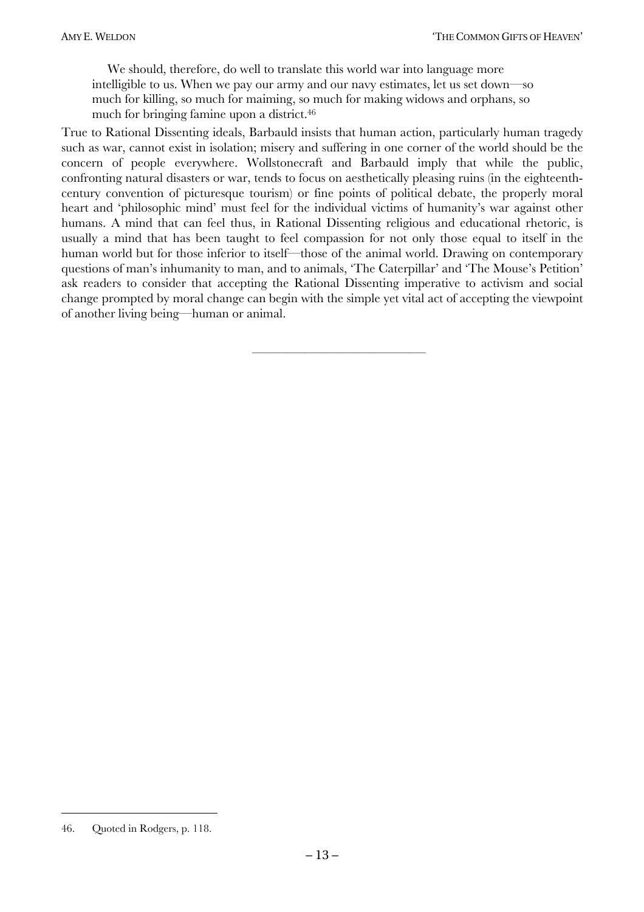> We should, therefore, do well to translate this world war into language more intelligible to us. When we pay our army and our navy estimates, let us set down—so much for killing, so much for maiming, so much for making widows and orphans, so much for bringing famine upon a district.[46]

True to Rational Dissenting ideals, Barbauld insists that human action, particularly human tragedy such as war, cannot exist in isolation; misery and suffering in one corner of the world should be the concern of people everywhere. Wollstonecraft and Barbauld imply that while the public, confronting natural disasters or war, tends to focus on aesthetically pleasing ruins (in the eighteenth-century convention of picturesque tourism) or fine points of political debate, the properly moral heart and 'philosophic mind' must feel for the individual victims of humanity's war against other humans. A mind that can feel thus, in Rational Dissenting religious and educational rhetoric, is usually a mind that has been taught to feel compassion for not only those equal to itself in the human world but for those inferior to itself—those of the animal world. Drawing on contemporary questions of man's inhumanity to man, and to animals, 'The Caterpillar' and 'The Mouse's Petition' ask readers to consider that accepting the Rational Dissenting imperative to activism and social change prompted by moral change can begin with the simple yet vital act of accepting the viewpoint of another living being—human or animal.

---

46. Quoted in Rodgers, p. 118.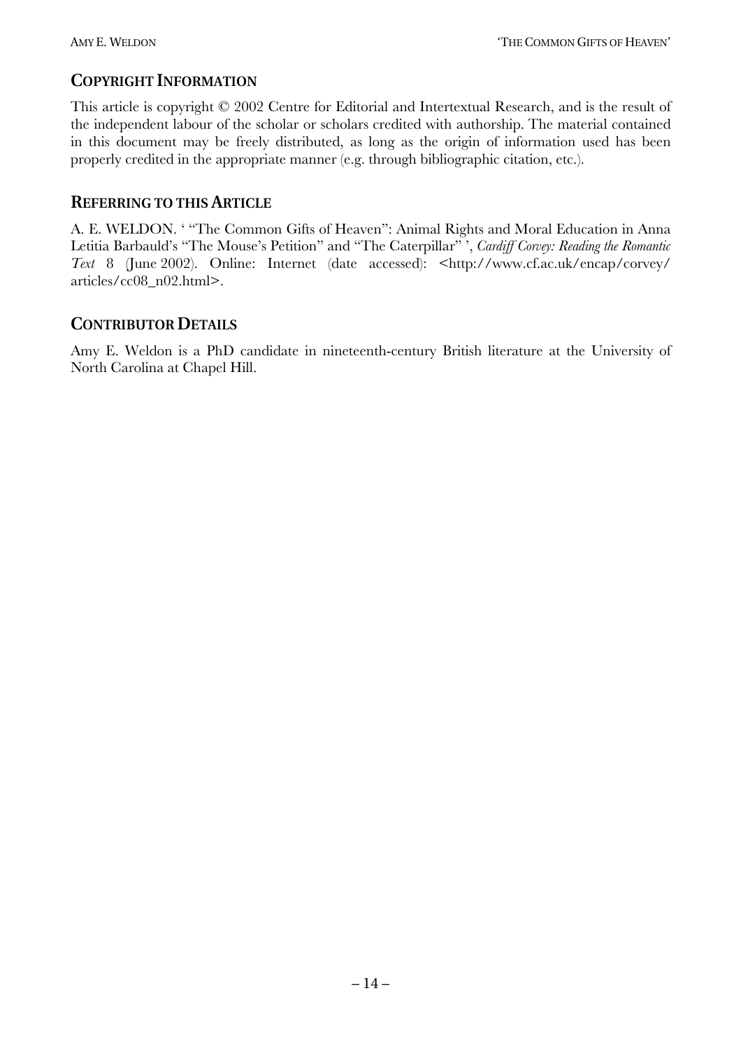## COPYRIGHT INFORMATION

This article is copyright © 2002 Centre for Editorial and Intertextual Research, and is the result of the independent labour of the scholar or scholars credited with authorship. The material contained in this document may be freely distributed, as long as the origin of information used has been properly credited in the appropriate manner (e.g. through bibliographic citation, etc.).

## REFERRING TO THIS ARTICLE

A. E. WELDON. ' "The Common Gifts of Heaven": Animal Rights and Moral Education in Anna Letitia Barbauld's "The Mouse's Petition" and "The Caterpillar" ', *Cardiff Corvey: Reading the Romantic Text* 8 (June 2002). Online: Internet (date accessed): <http://www.cf.ac.uk/encap/corvey/articles/cc08_n02.html>.

## CONTRIBUTOR DETAILS

Amy E. Weldon is a PhD candidate in nineteenth-century British literature at the University of North Carolina at Chapel Hill.